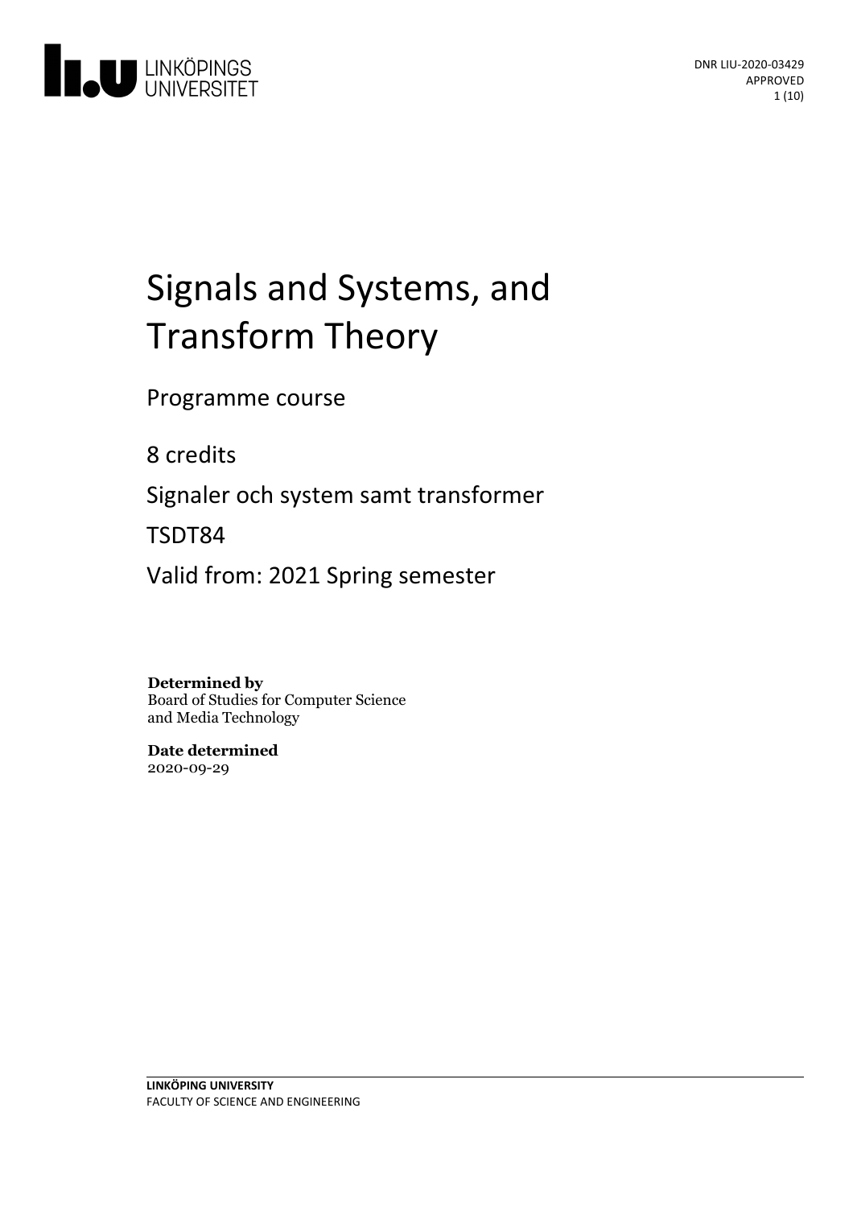LINKÖPINGS UNIVERSITET

DNR LIU-2020-03429
APPROVED

# Signals and Systems, and Transform Theory

Programme course

8 credits

Signaler och system samt transformer

TSDT84

Valid from: 2021 Spring semester

**Determined by**
Board of Studies for Computer Science and Media Technology

**Date determined**
2020-09-29

**LINKÖPING UNIVERSITY**
FACULTY OF SCIENCE AND ENGINEERING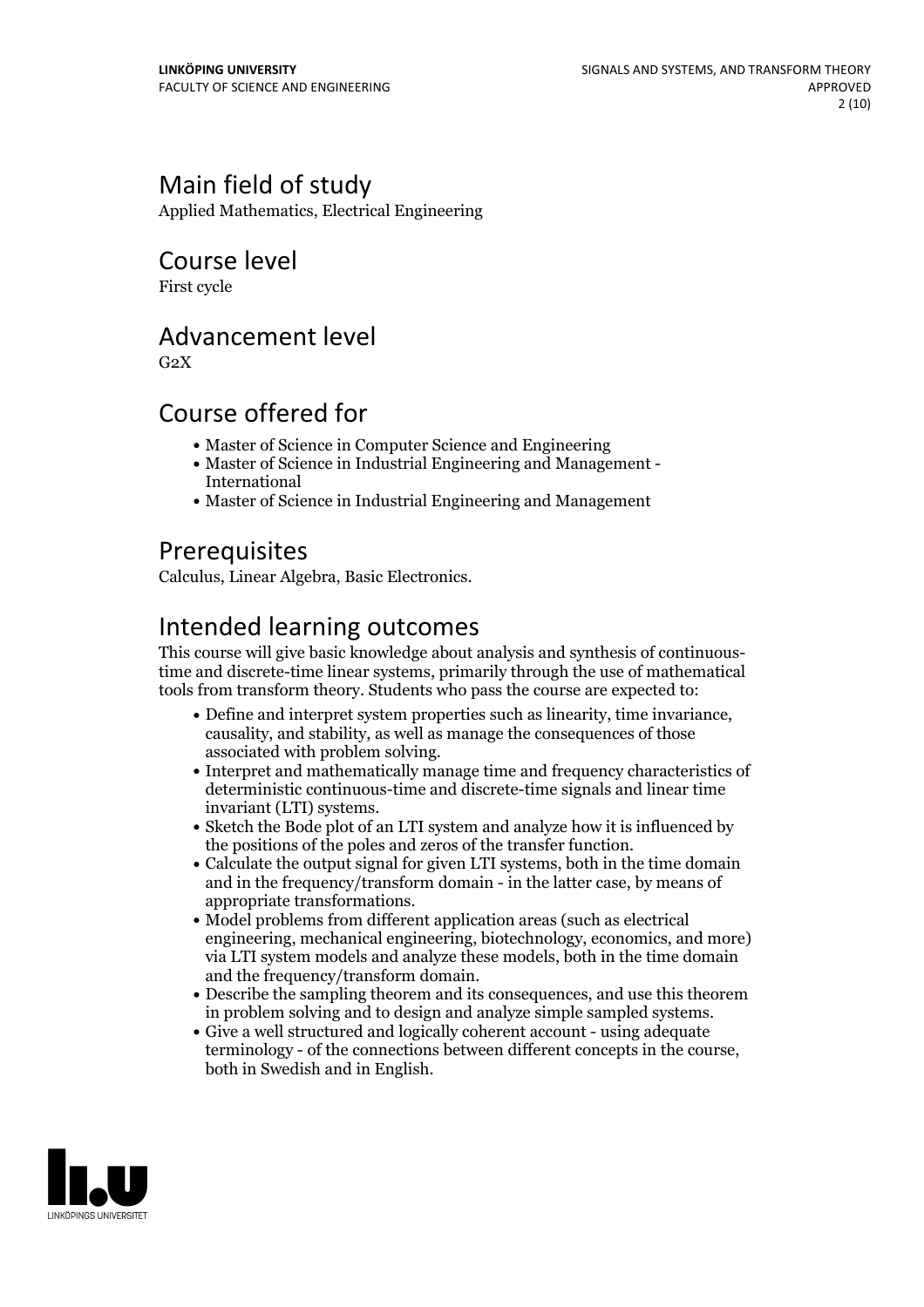## Main field of study

Applied Mathematics, Electrical Engineering

## Course level

First cycle

## Advancement level

G2X

## Course offered for

- Master of Science in Computer Science and Engineering
- Master of Science in Industrial Engineering and Management - International
- Master of Science in Industrial Engineering and Management

## Prerequisites

Calculus, Linear Algebra, Basic Electronics.

## Intended learning outcomes

This course will give basic knowledge about analysis and synthesis of continuous-time and discrete-time linear systems, primarily through the use of mathematical tools from transform theory. Students who pass the course are expected to:

- Define and interpret system properties such as linearity, time invariance, causality, and stability, as well as manage the consequences of those associated with problem solving.
- Interpret and mathematically manage time and frequency characteristics of deterministic continuous-time and discrete-time signals and linear time invariant (LTI) systems.
- Sketch the Bode plot of an LTI system and analyze how it is influenced by the positions of the poles and zeros of the transfer function.
- Calculate the output signal for given LTI systems, both in the time domain and in the frequency/transform domain - in the latter case, by means of appropriate transformations.
- Model problems from different application areas (such as electrical engineering, mechanical engineering, biotechnology, economics, and more) via LTI system models and analyze these models, both in the time domain and the frequency/transform domain.
- Describe the sampling theorem and its consequences, and use this theorem in problem solving and to design and analyze simple sampled systems.
- Give a well structured and logically coherent account - using adequate terminology - of the connections between different concepts in the course, both in Swedish and in English.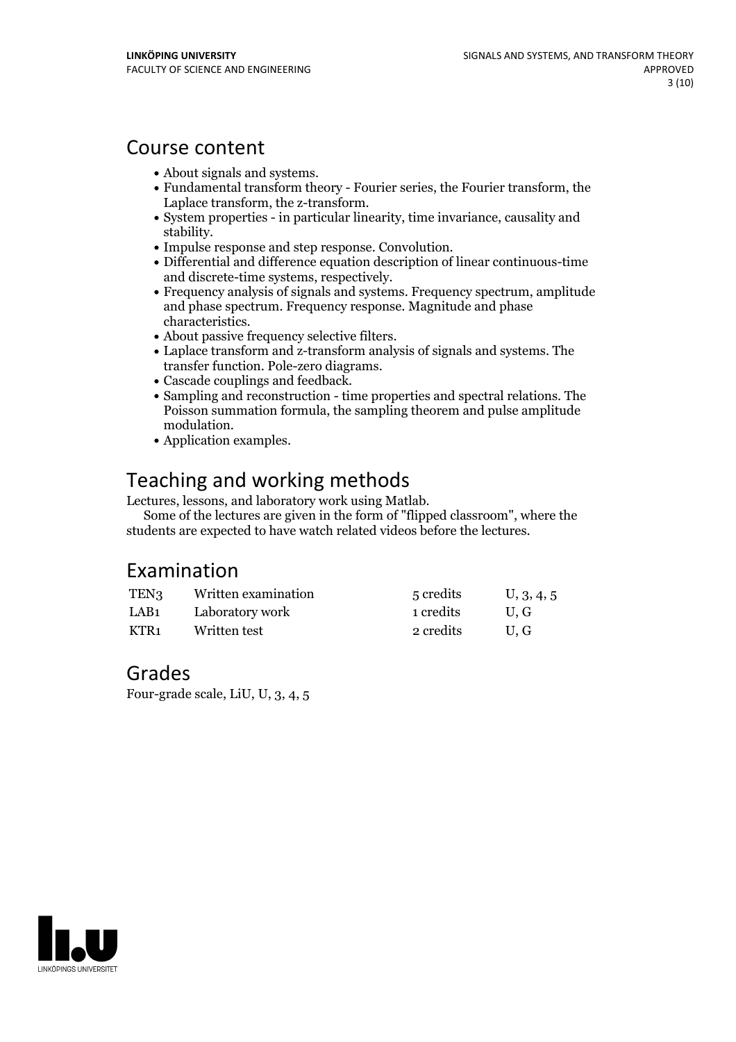# Course content

- About signals and systems.
- Fundamental transform theory - Fourier series, the Fourier transform, the Laplace transform, the z-transform.
- System properties - in particular linearity, time invariance, causality and stability.
- Impulse response and step response. Convolution.
- Differential and difference equation description of linear continuous-time and discrete-time systems, respectively.
- Frequency analysis of signals and systems. Frequency spectrum, amplitude and phase spectrum. Frequency response. Magnitude and phase characteristics.
- About passive frequency selective filters.
- Laplace transform and z-transform analysis of signals and systems. The transfer function. Pole-zero diagrams.
- Cascade couplings and feedback.
- Sampling and reconstruction - time properties and spectral relations. The Poisson summation formula, the sampling theorem and pulse amplitude modulation.
- Application examples.

# Teaching and working methods

Lectures, lessons, and laboratory work using Matlab.

Some of the lectures are given in the form of "flipped classroom", where the students are expected to have watch related videos before the lectures.

# Examination

| | | | |
|---|---|---|---|
| TEN3 | Written examination | 5 credits | U, 3, 4, 5 |
| LAB1 | Laboratory work | 1 credits | U, G |
| KTR1 | Written test | 2 credits | U, G |

# Grades

Four-grade scale, LiU, U, 3, 4, 5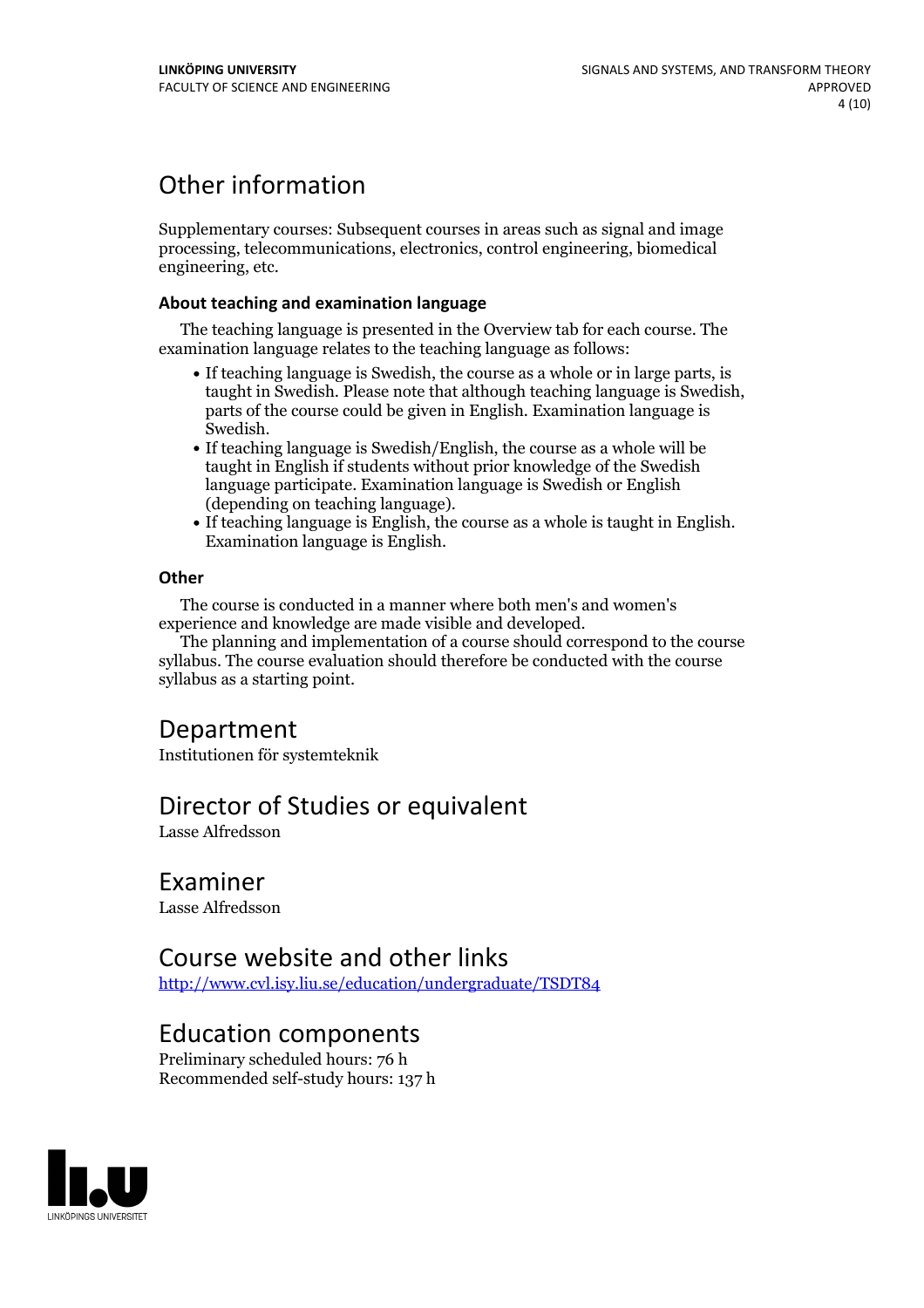# Other information

Supplementary courses: Subsequent courses in areas such as signal and image processing, telecommunications, electronics, control engineering, biomedical engineering, etc.

### About teaching and examination language

The teaching language is presented in the Overview tab for each course. The examination language relates to the teaching language as follows:

- If teaching language is Swedish, the course as a whole or in large parts, is taught in Swedish. Please note that although teaching language is Swedish, parts of the course could be given in English. Examination language is Swedish.
- If teaching language is Swedish/English, the course as a whole will be taught in English if students without prior knowledge of the Swedish language participate. Examination language is Swedish or English (depending on teaching language).
- If teaching language is English, the course as a whole is taught in English. Examination language is English.

### Other

The course is conducted in a manner where both men's and women's experience and knowledge are made visible and developed.

The planning and implementation of a course should correspond to the course syllabus. The course evaluation should therefore be conducted with the course syllabus as a starting point.

# Department

Institutionen för systemteknik

# Director of Studies or equivalent

Lasse Alfredsson

# Examiner

Lasse Alfredsson

# Course website and other links

http://www.cvl.isy.liu.se/education/undergraduate/TSDT84

# Education components

Preliminary scheduled hours: 76 h
Recommended self-study hours: 137 h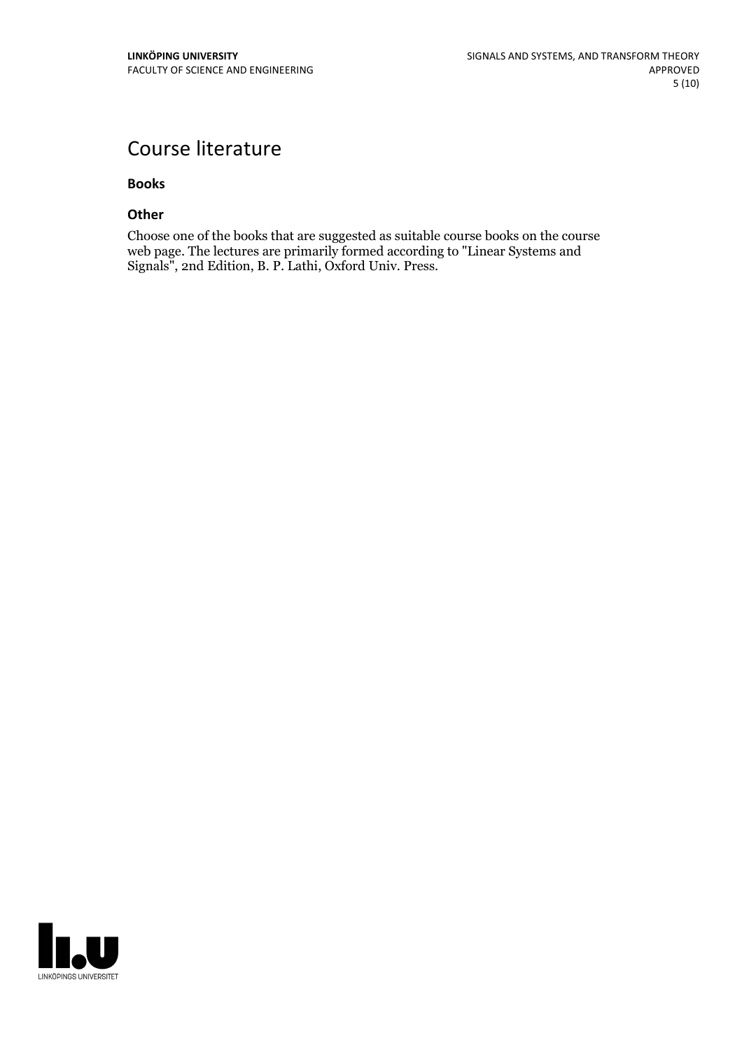# Course literature

### Books

### Other

Choose one of the books that are suggested as suitable course books on the course web page. The lectures are primarily formed according to "Linear Systems and Signals", 2nd Edition, B. P. Lathi, Oxford Univ. Press.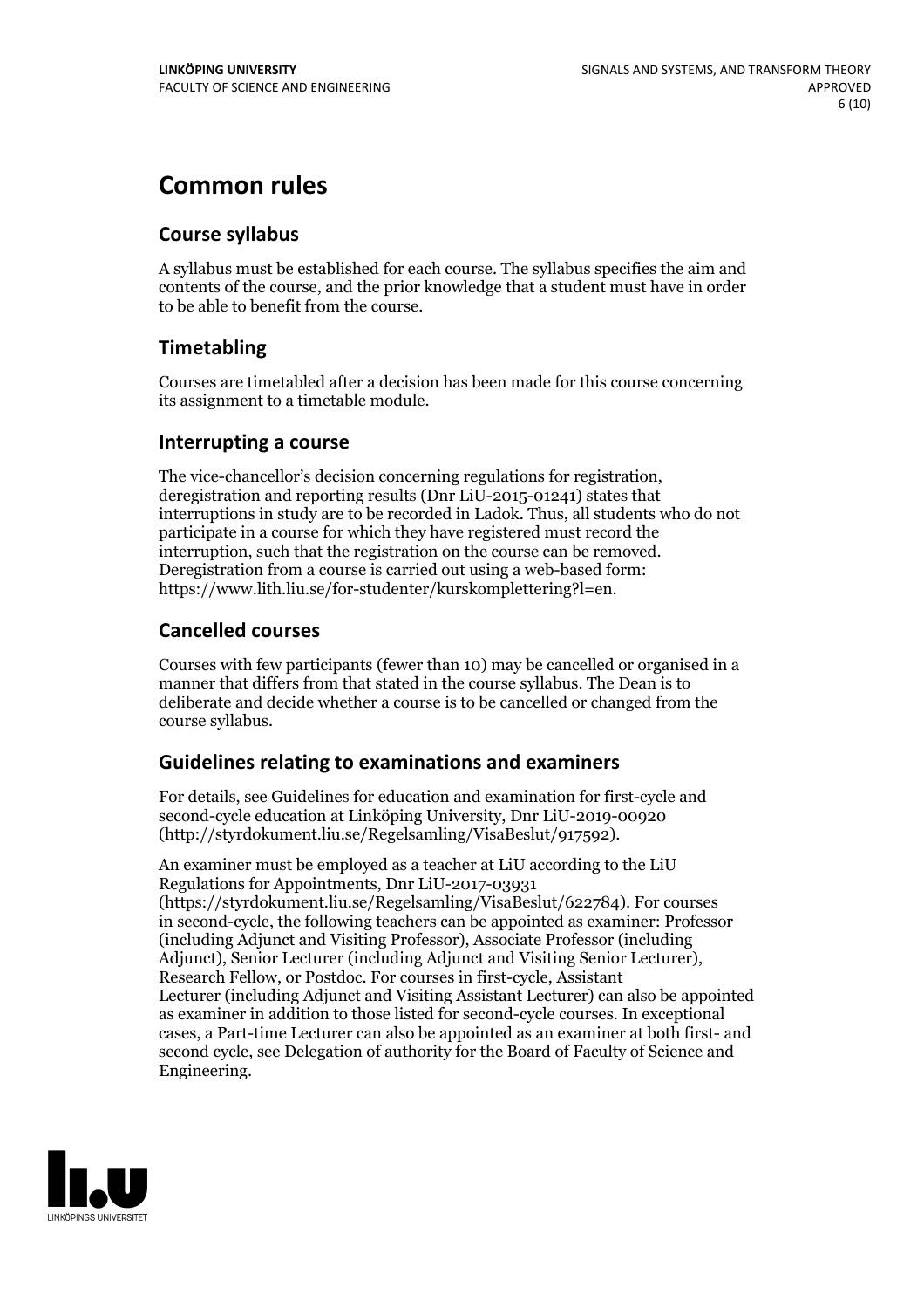# Common rules

## Course syllabus

A syllabus must be established for each course. The syllabus specifies the aim and contents of the course, and the prior knowledge that a student must have in order to be able to benefit from the course.

## Timetabling

Courses are timetabled after a decision has been made for this course concerning its assignment to a timetable module.

## Interrupting a course

The vice-chancellor's decision concerning regulations for registration, deregistration and reporting results (Dnr LiU-2015-01241) states that interruptions in study are to be recorded in Ladok. Thus, all students who do not participate in a course for which they have registered must record the interruption, such that the registration on the course can be removed. Deregistration from a course is carried out using a web-based form: https://www.lith.liu.se/for-studenter/kurskomplettering?l=en.

## Cancelled courses

Courses with few participants (fewer than 10) may be cancelled or organised in a manner that differs from that stated in the course syllabus. The Dean is to deliberate and decide whether a course is to be cancelled or changed from the course syllabus.

## Guidelines relating to examinations and examiners

For details, see Guidelines for education and examination for first-cycle and second-cycle education at Linköping University, Dnr LiU-2019-00920 (http://styrdokument.liu.se/Regelsamling/VisaBeslut/917592).

An examiner must be employed as a teacher at LiU according to the LiU Regulations for Appointments, Dnr LiU-2017-03931 (https://styrdokument.liu.se/Regelsamling/VisaBeslut/622784). For courses in second-cycle, the following teachers can be appointed as examiner: Professor (including Adjunct and Visiting Professor), Associate Professor (including Adjunct), Senior Lecturer (including Adjunct and Visiting Senior Lecturer), Research Fellow, or Postdoc. For courses in first-cycle, Assistant Lecturer (including Adjunct and Visiting Assistant Lecturer) can also be appointed as examiner in addition to those listed for second-cycle courses. In exceptional cases, a Part-time Lecturer can also be appointed as an examiner at both first- and second cycle, see Delegation of authority for the Board of Faculty of Science and Engineering.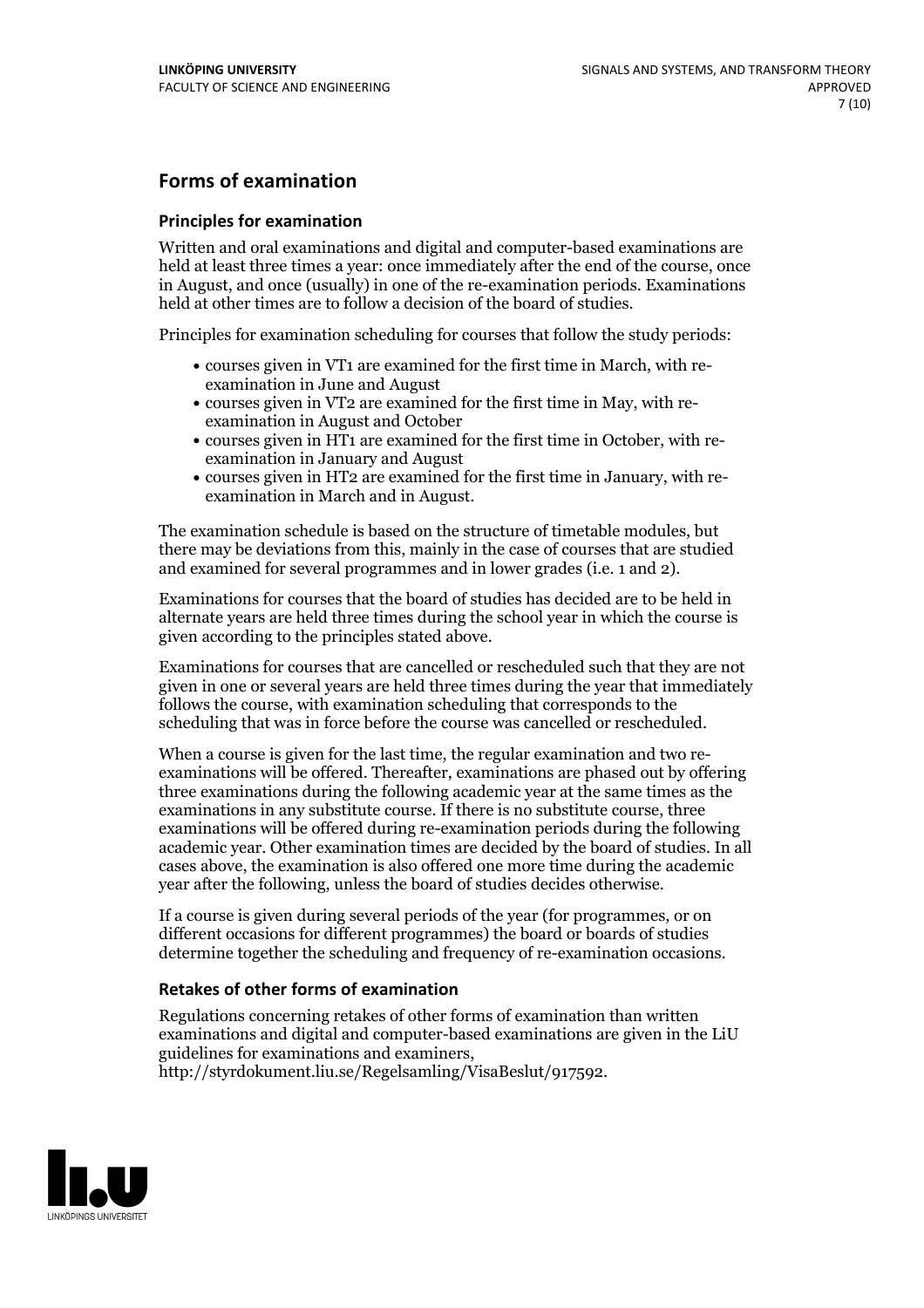## Forms of examination

### Principles for examination

Written and oral examinations and digital and computer-based examinations are held at least three times a year: once immediately after the end of the course, once in August, and once (usually) in one of the re-examination periods. Examinations held at other times are to follow a decision of the board of studies.

Principles for examination scheduling for courses that follow the study periods:

- courses given in VT1 are examined for the first time in March, with re-examination in June and August
- courses given in VT2 are examined for the first time in May, with re-examination in August and October
- courses given in HT1 are examined for the first time in October, with re-examination in January and August
- courses given in HT2 are examined for the first time in January, with re-examination in March and in August.

The examination schedule is based on the structure of timetable modules, but there may be deviations from this, mainly in the case of courses that are studied and examined for several programmes and in lower grades (i.e. 1 and 2).

Examinations for courses that the board of studies has decided are to be held in alternate years are held three times during the school year in which the course is given according to the principles stated above.

Examinations for courses that are cancelled or rescheduled such that they are not given in one or several years are held three times during the year that immediately follows the course, with examination scheduling that corresponds to the scheduling that was in force before the course was cancelled or rescheduled.

When a course is given for the last time, the regular examination and two re-examinations will be offered. Thereafter, examinations are phased out by offering three examinations during the following academic year at the same times as the examinations in any substitute course. If there is no substitute course, three examinations will be offered during re-examination periods during the following academic year. Other examination times are decided by the board of studies. In all cases above, the examination is also offered one more time during the academic year after the following, unless the board of studies decides otherwise.

If a course is given during several periods of the year (for programmes, or on different occasions for different programmes) the board or boards of studies determine together the scheduling and frequency of re-examination occasions.

### Retakes of other forms of examination

Regulations concerning retakes of other forms of examination than written examinations and digital and computer-based examinations are given in the LiU guidelines for examinations and examiners, http://styrdokument.liu.se/Regelsamling/VisaBeslut/917592.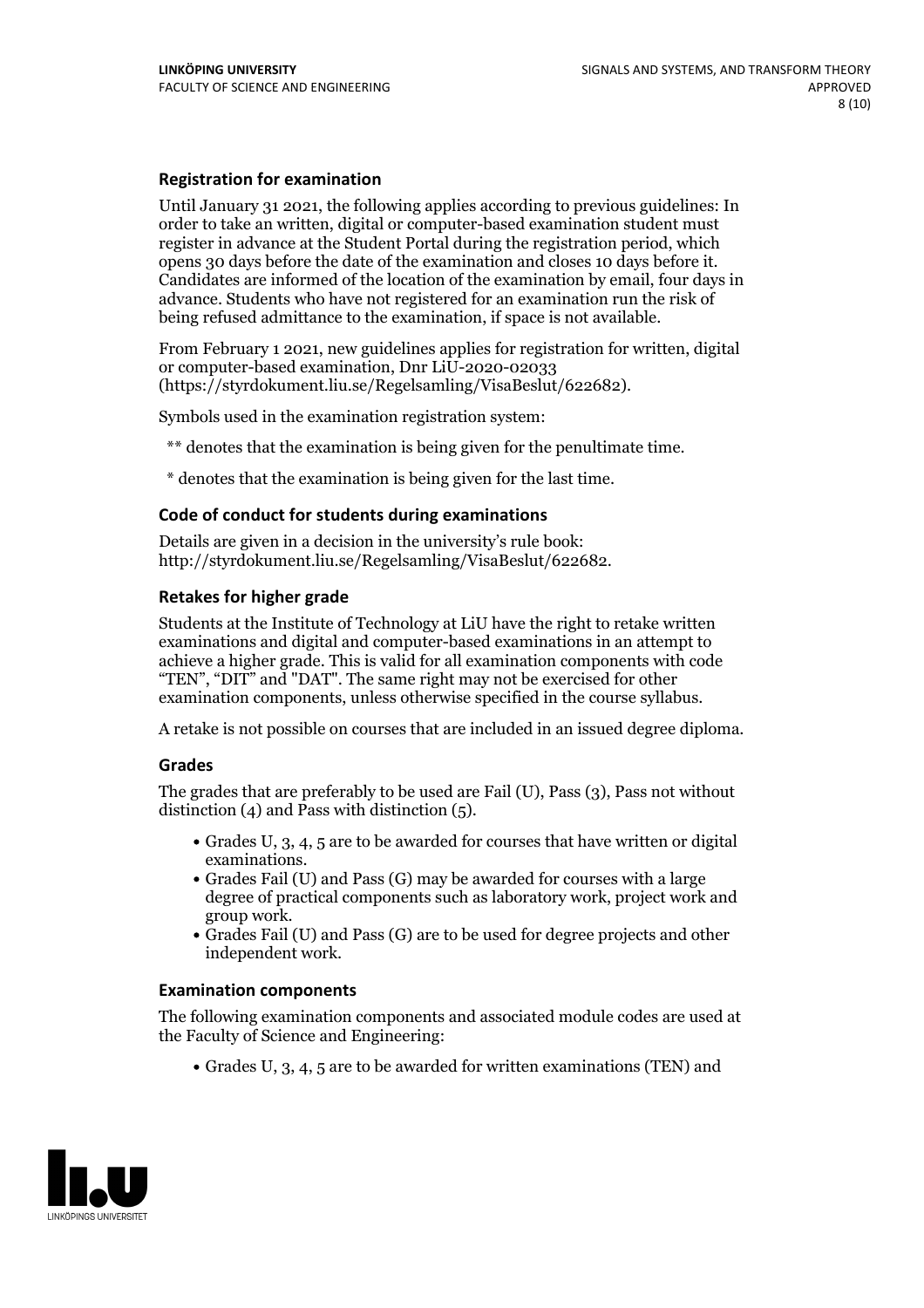### Registration for examination

Until January 31 2021, the following applies according to previous guidelines: In order to take an written, digital or computer-based examination student must register in advance at the Student Portal during the registration period, which opens 30 days before the date of the examination and closes 10 days before it. Candidates are informed of the location of the examination by email, four days in advance. Students who have not registered for an examination run the risk of being refused admittance to the examination, if space is not available.

From February 1 2021, new guidelines applies for registration for written, digital or computer-based examination, Dnr LiU-2020-02033 (https://styrdokument.liu.se/Regelsamling/VisaBeslut/622682).

Symbols used in the examination registration system:

** denotes that the examination is being given for the penultimate time.

* denotes that the examination is being given for the last time.

### Code of conduct for students during examinations

Details are given in a decision in the university's rule book: http://styrdokument.liu.se/Regelsamling/VisaBeslut/622682.

### Retakes for higher grade

Students at the Institute of Technology at LiU have the right to retake written examinations and digital and computer-based examinations in an attempt to achieve a higher grade. This is valid for all examination components with code "TEN", "DIT" and "DAT". The same right may not be exercised for other examination components, unless otherwise specified in the course syllabus.

A retake is not possible on courses that are included in an issued degree diploma.

### Grades

The grades that are preferably to be used are Fail (U), Pass (3), Pass not without distinction (4) and Pass with distinction (5).

- Grades U, 3, 4, 5 are to be awarded for courses that have written or digital examinations.
- Grades Fail (U) and Pass (G) may be awarded for courses with a large degree of practical components such as laboratory work, project work and group work.
- Grades Fail (U) and Pass (G) are to be used for degree projects and other independent work.

### Examination components

The following examination components and associated module codes are used at the Faculty of Science and Engineering:

- Grades U, 3, 4, 5 are to be awarded for written examinations (TEN) and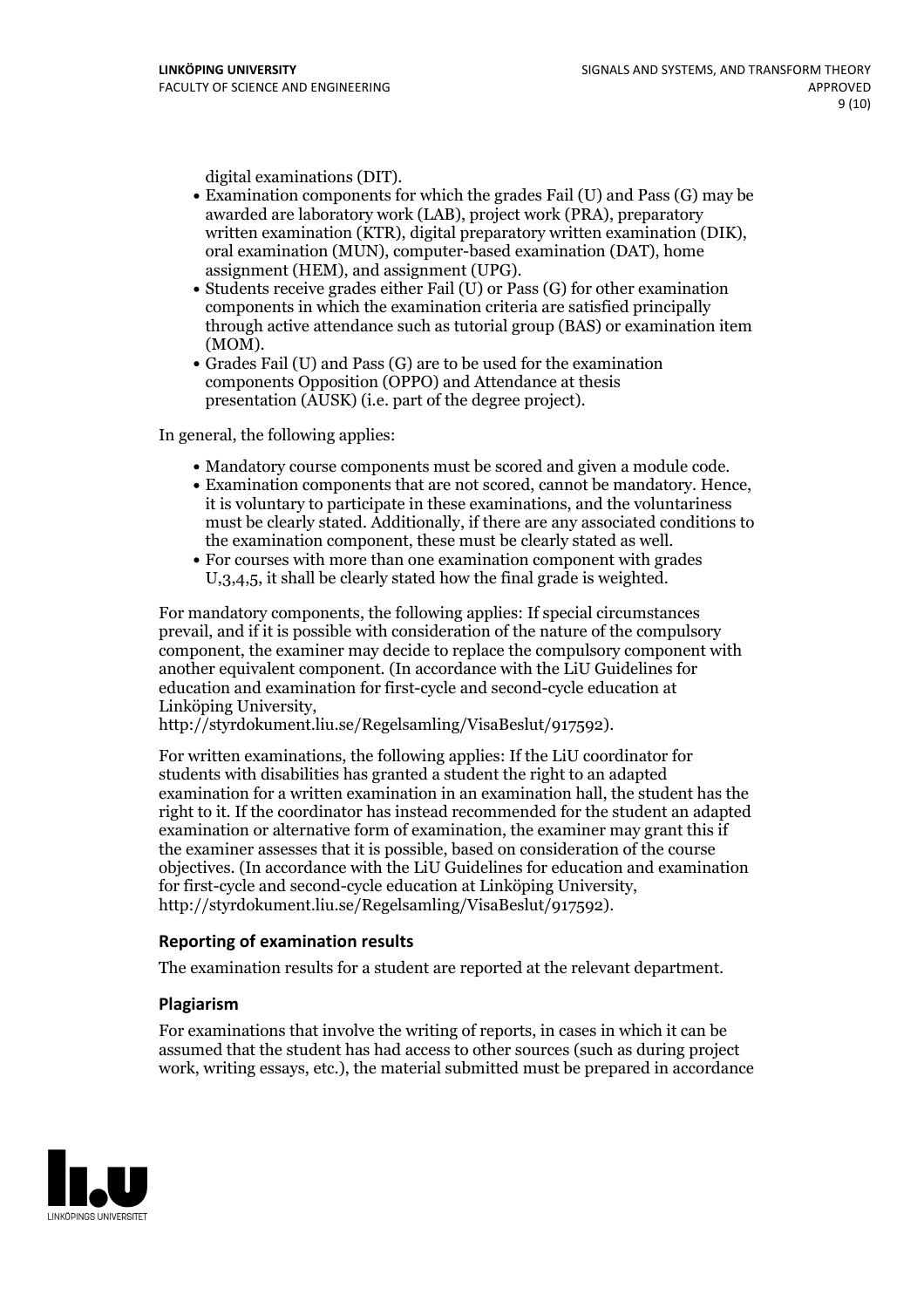digital examinations (DIT).

- Examination components for which the grades Fail (U) and Pass (G) may be awarded are laboratory work (LAB), project work (PRA), preparatory written examination (KTR), digital preparatory written examination (DIK), oral examination (MUN), computer-based examination (DAT), home assignment (HEM), and assignment (UPG).
- Students receive grades either Fail (U) or Pass (G) for other examination components in which the examination criteria are satisfied principally through active attendance such as tutorial group (BAS) or examination item (MOM).
- Grades Fail (U) and Pass (G) are to be used for the examination components Opposition (OPPO) and Attendance at thesis presentation (AUSK) (i.e. part of the degree project).

In general, the following applies:

- Mandatory course components must be scored and given a module code.
- Examination components that are not scored, cannot be mandatory. Hence, it is voluntary to participate in these examinations, and the voluntariness must be clearly stated. Additionally, if there are any associated conditions to the examination component, these must be clearly stated as well.
- For courses with more than one examination component with grades U,3,4,5, it shall be clearly stated how the final grade is weighted.

For mandatory components, the following applies: If special circumstances prevail, and if it is possible with consideration of the nature of the compulsory component, the examiner may decide to replace the compulsory component with another equivalent component. (In accordance with the LiU Guidelines for education and examination for first-cycle and second-cycle education at Linköping University, http://styrdokument.liu.se/Regelsamling/VisaBeslut/917592).

For written examinations, the following applies: If the LiU coordinator for students with disabilities has granted a student the right to an adapted examination for a written examination in an examination hall, the student has the right to it. If the coordinator has instead recommended for the student an adapted examination or alternative form of examination, the examiner may grant this if the examiner assesses that it is possible, based on consideration of the course objectives. (In accordance with the LiU Guidelines for education and examination for first-cycle and second-cycle education at Linköping University, http://styrdokument.liu.se/Regelsamling/VisaBeslut/917592).

### Reporting of examination results

The examination results for a student are reported at the relevant department.

### Plagiarism

For examinations that involve the writing of reports, in cases in which it can be assumed that the student has had access to other sources (such as during project work, writing essays, etc.), the material submitted must be prepared in accordance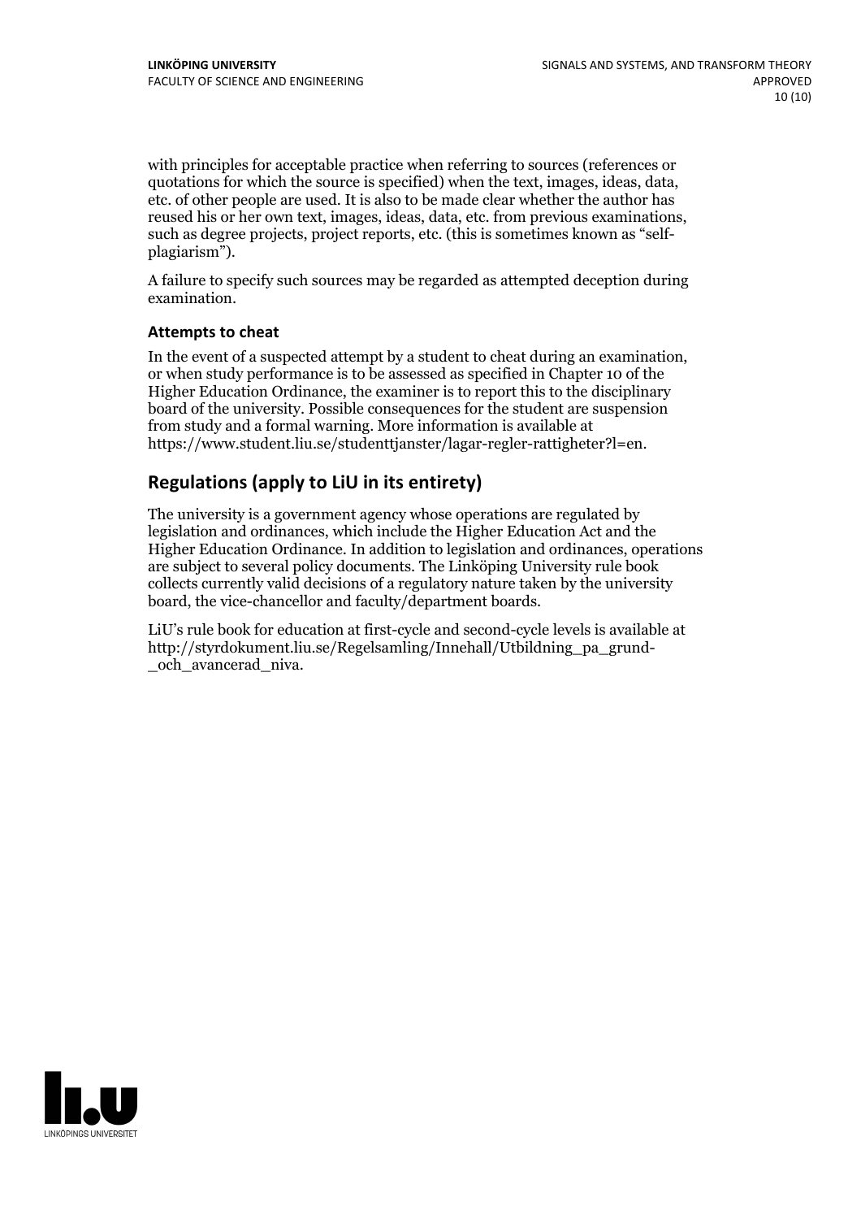with principles for acceptable practice when referring to sources (references or quotations for which the source is specified) when the text, images, ideas, data, etc. of other people are used. It is also to be made clear whether the author has reused his or her own text, images, ideas, data, etc. from previous examinations, such as degree projects, project reports, etc. (this is sometimes known as "self-plagiarism").

A failure to specify such sources may be regarded as attempted deception during examination.

### Attempts to cheat

In the event of a suspected attempt by a student to cheat during an examination, or when study performance is to be assessed as specified in Chapter 10 of the Higher Education Ordinance, the examiner is to report this to the disciplinary board of the university. Possible consequences for the student are suspension from study and a formal warning. More information is available at https://www.student.liu.se/studenttjanster/lagar-regler-rattigheter?l=en.

## Regulations (apply to LiU in its entirety)

The university is a government agency whose operations are regulated by legislation and ordinances, which include the Higher Education Act and the Higher Education Ordinance. In addition to legislation and ordinances, operations are subject to several policy documents. The Linköping University rule book collects currently valid decisions of a regulatory nature taken by the university board, the vice-chancellor and faculty/department boards.

LiU's rule book for education at first-cycle and second-cycle levels is available at http://styrdokument.liu.se/Regelsamling/Innehall/Utbildning_pa_grund-_och_avancerad_niva.